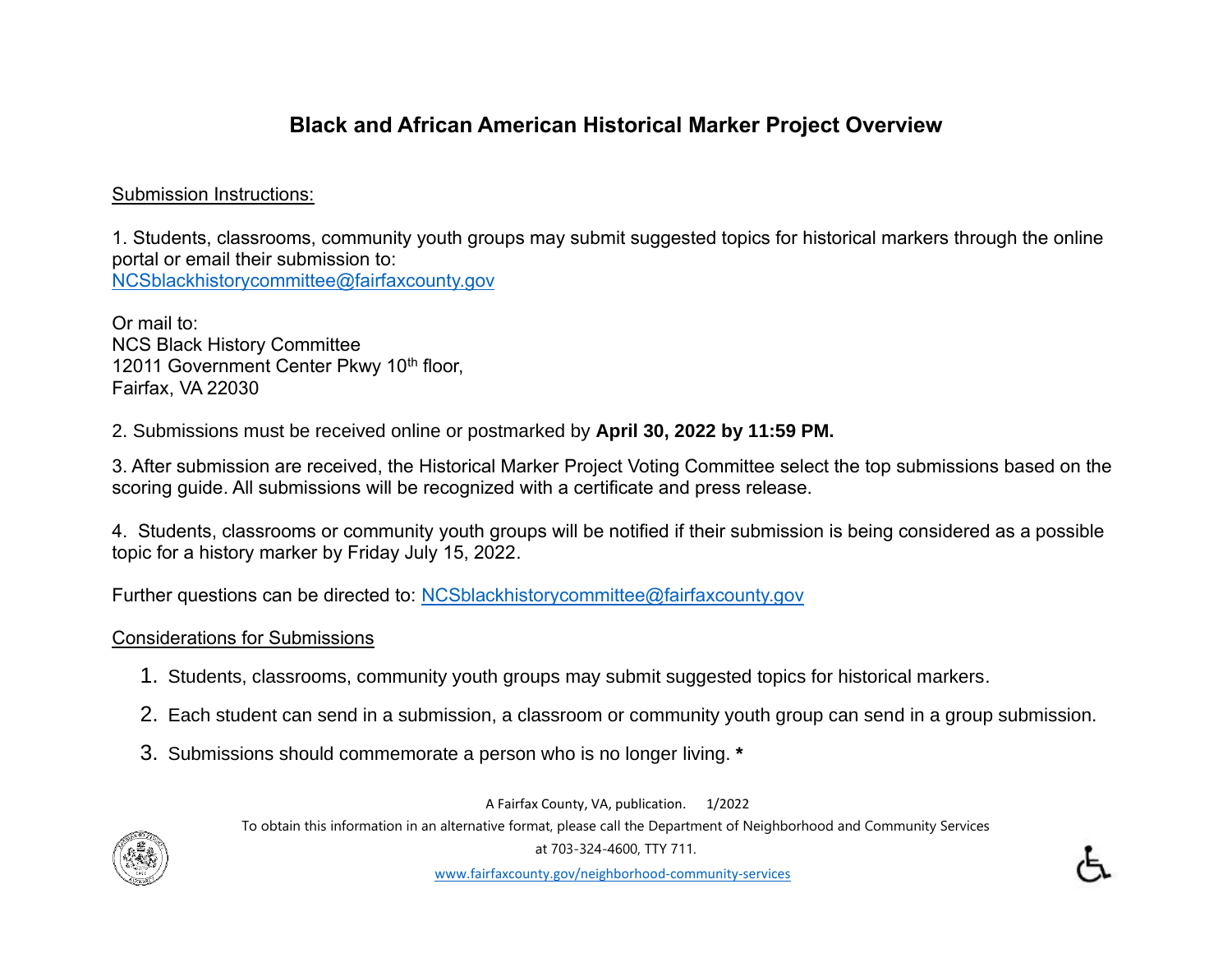# Black and African American Historical Marker Project Overview

Submission Instructions:

1. Students, classrooms, community youth groups may submit suggested topics for historical markers through the online portal or email their submission to:
NCSblackhistorycommittee@fairfaxcounty.gov

Or mail to:
NCS Black History Committee
12011 Government Center Pkwy 10th floor,
Fairfax, VA 22030

2. Submissions must be received online or postmarked by **April 30, 2022 by 11:59 PM.**

3. After submission are received, the Historical Marker Project Voting Committee select the top submissions based on the scoring guide. All submissions will be recognized with a certificate and press release.

4. Students, classrooms or community youth groups will be notified if their submission is being considered as a possible topic for a history marker by Friday July 15, 2022.

Further questions can be directed to: NCSblackhistorycommittee@fairfaxcounty.gov

Considerations for Submissions

1. Students, classrooms, community youth groups may submit suggested topics for historical markers.
2. Each student can send in a submission, a classroom or community youth group can send in a group submission.
3. Submissions should commemorate a person who is no longer living. **\***

A Fairfax County, VA, publication. 1/2022

To obtain this information in an alternative format, please call the Department of Neighborhood and Community Services at 703-324-4600, TTY 711.

www.fairfaxcounty.gov/neighborhood-community-services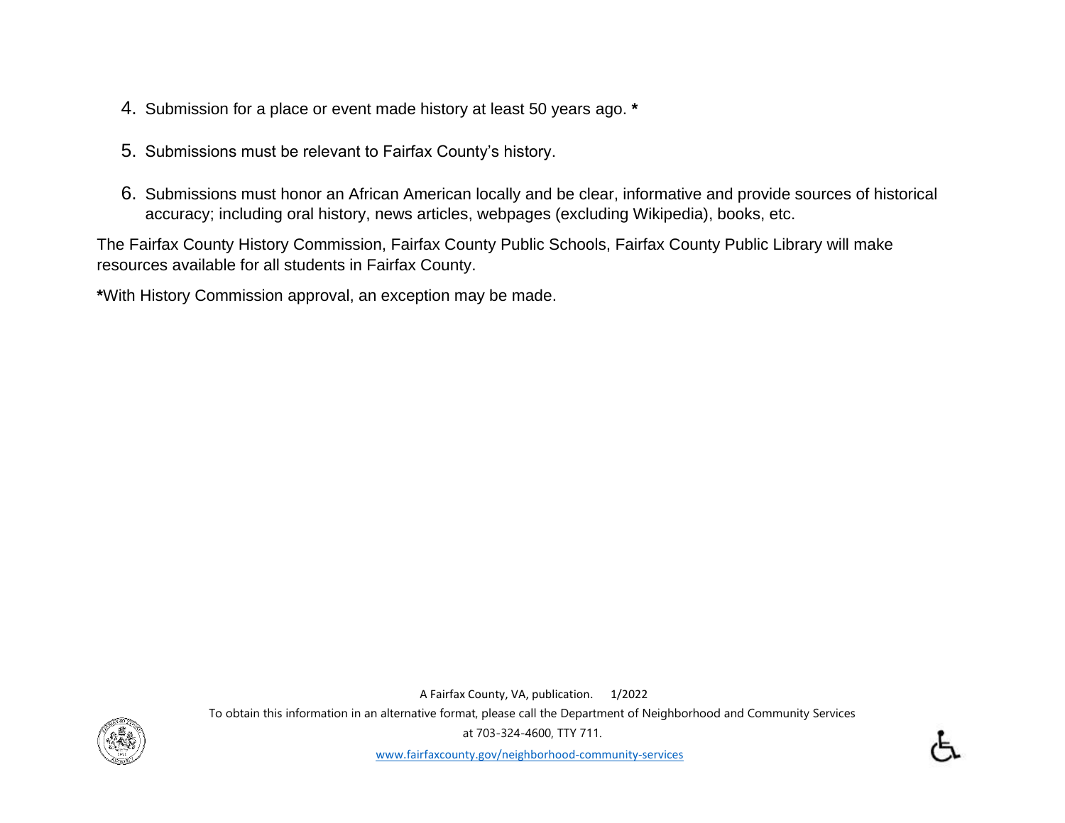4. Submission for a place or event made history at least 50 years ago. **\***

5. Submissions must be relevant to Fairfax County's history.

6. Submissions must honor an African American locally and be clear, informative and provide sources of historical accuracy; including oral history, news articles, webpages (excluding Wikipedia), books, etc.

The Fairfax County History Commission, Fairfax County Public Schools, Fairfax County Public Library will make resources available for all students in Fairfax County.

**\***With History Commission approval, an exception may be made.

A Fairfax County, VA, publication. 1/2022

To obtain this information in an alternative format, please call the Department of Neighborhood and Community Services at 703-324-4600, TTY 711.

www.fairfaxcounty.gov/neighborhood-community-services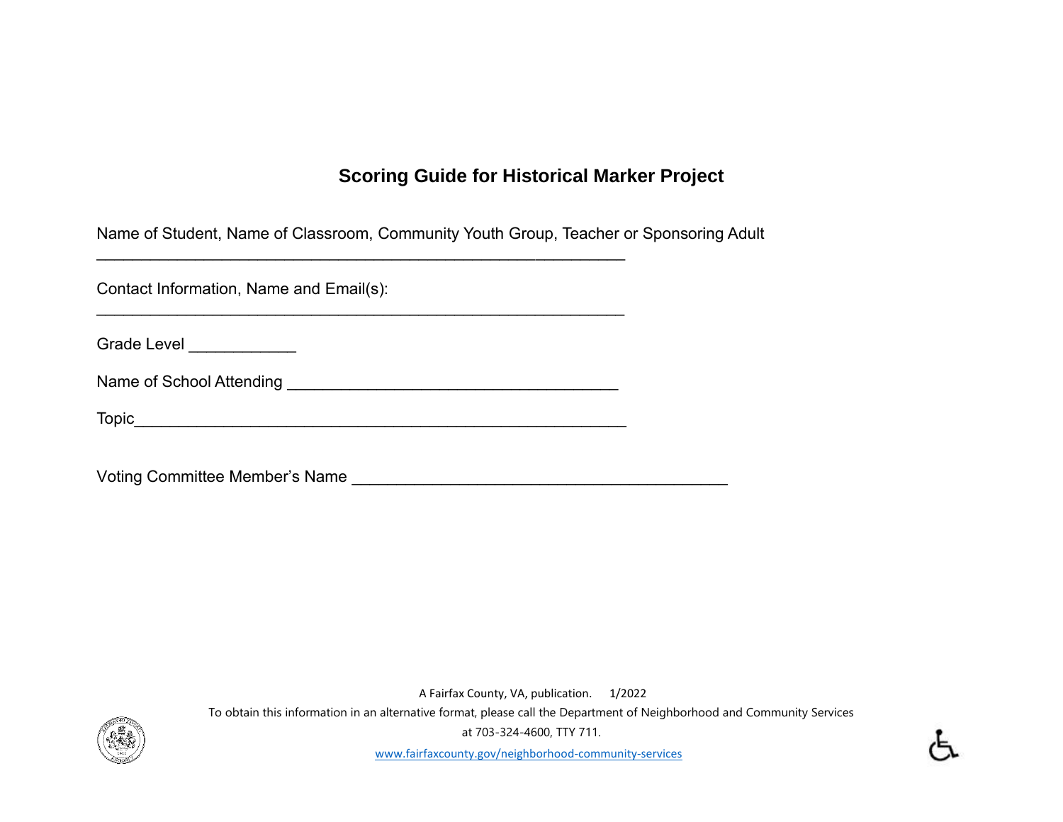# Scoring Guide for Historical Marker Project

Name of Student, Name of Classroom, Community Youth Group, Teacher or Sponsoring Adult
_______________________________________________________________

Contact Information, Name and Email(s):
_______________________________________________________________

Grade Level ____________

Name of School Attending ______________________________________

Topic_________________________________________________________

Voting Committee Member's Name ___________________________________________

A Fairfax County, VA, publication. 1/2022

To obtain this information in an alternative format, please call the Department of Neighborhood and Community Services at 703-324-4600, TTY 711.

www.fairfaxcounty.gov/neighborhood-community-services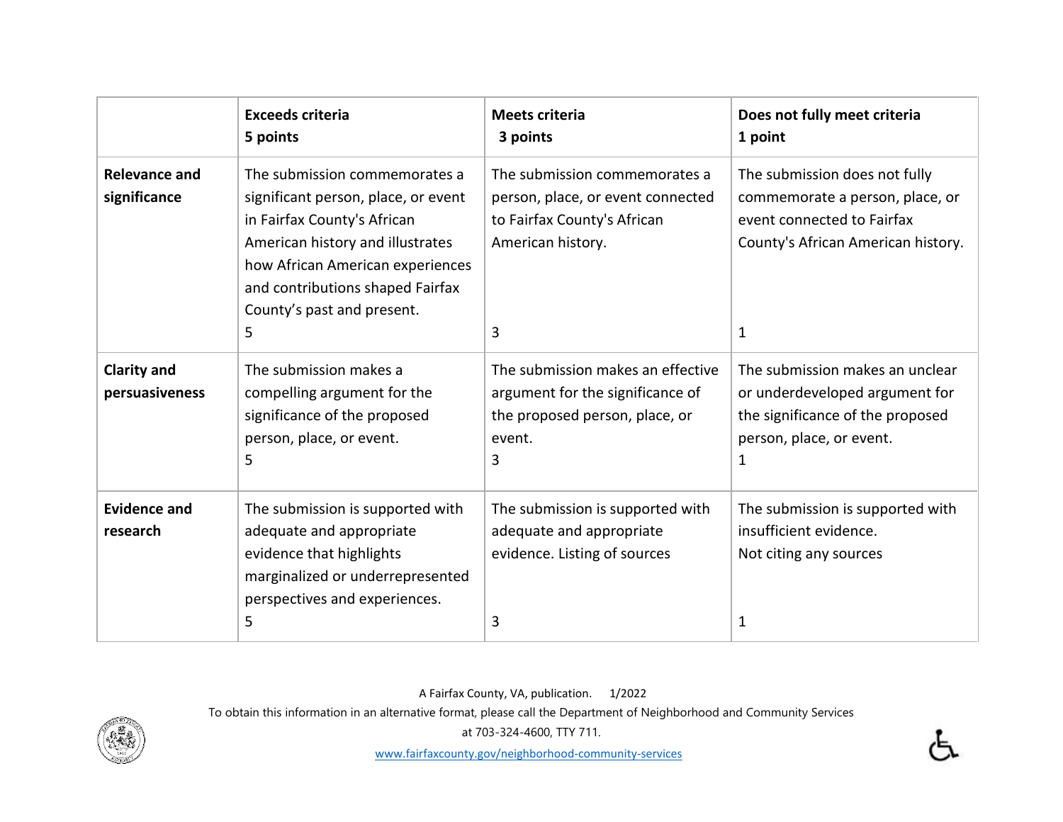| | **Exceeds criteria**<br>**5 points** | **Meets criteria**<br>**3 points** | **Does not fully meet criteria**<br>**1 point** |
|---|---|---|---|
| **Relevance and significance** | The submission commemorates a significant person, place, or event in Fairfax County's African American history and illustrates how African American experiences and contributions shaped Fairfax County's past and present.<br>5 | The submission commemorates a person, place, or event connected to Fairfax County's African American history.<br>3 | The submission does not fully commemorate a person, place, or event connected to Fairfax County's African American history.<br>1 |
| **Clarity and persuasiveness** | The submission makes a compelling argument for the significance of the proposed person, place, or event.<br>5 | The submission makes an effective argument for the significance of the proposed person, place, or event.<br>3 | The submission makes an unclear or underdeveloped argument for the significance of the proposed person, place, or event.<br>1 |
| **Evidence and research** | The submission is supported with adequate and appropriate evidence that highlights marginalized or underrepresented perspectives and experiences.<br>5 | The submission is supported with adequate and appropriate evidence. Listing of sources<br>3 | The submission is supported with insufficient evidence.<br>Not citing any sources<br>1 |

A Fairfax County, VA, publication. 1/2022

To obtain this information in an alternative format, please call the Department of Neighborhood and Community Services at 703-324-4600, TTY 711.

www.fairfaxcounty.gov/neighborhood-community-services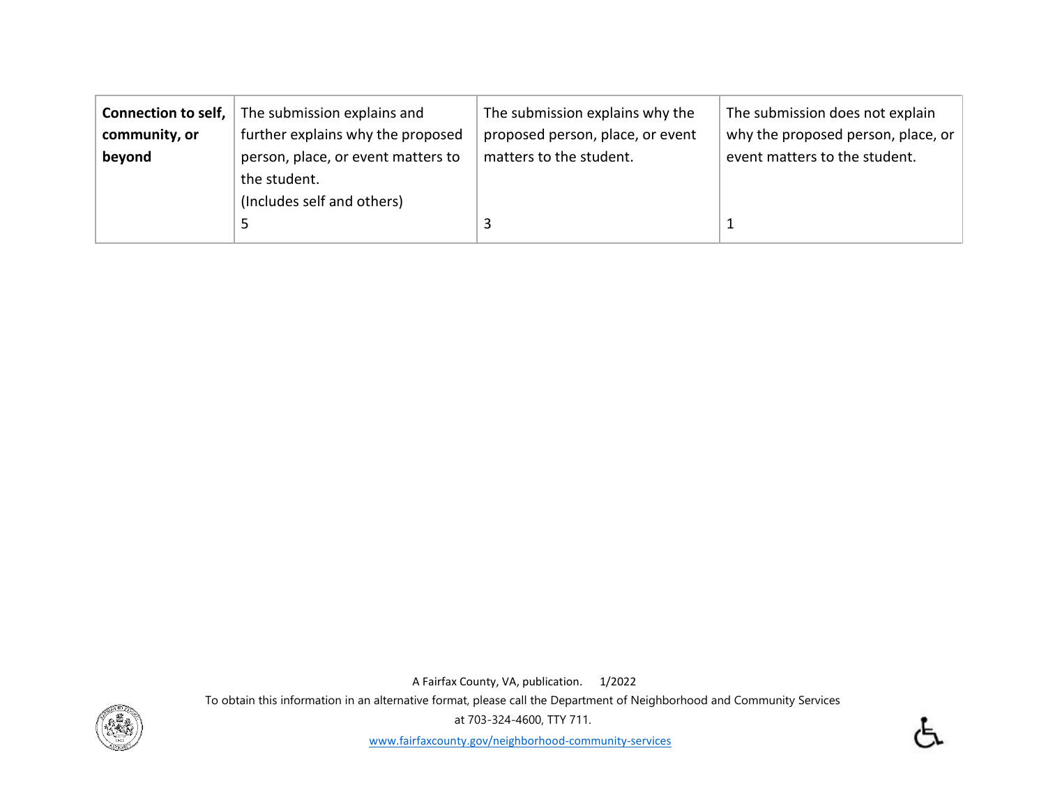| | | | |
|---|---|---|---|
| **Connection to self, community, or beyond** | The submission explains and further explains why the proposed person, place, or event matters to the student. (Includes self and others) 5 | The submission explains why the proposed person, place, or event matters to the student. 3 | The submission does not explain why the proposed person, place, or event matters to the student. 1 |

A Fairfax County, VA, publication. 1/2022

To obtain this information in an alternative format, please call the Department of Neighborhood and Community Services at 703-324-4600, TTY 711.

[www.fairfaxcounty.gov/neighborhood-community-services](www.fairfaxcounty.gov/neighborhood-community-services)